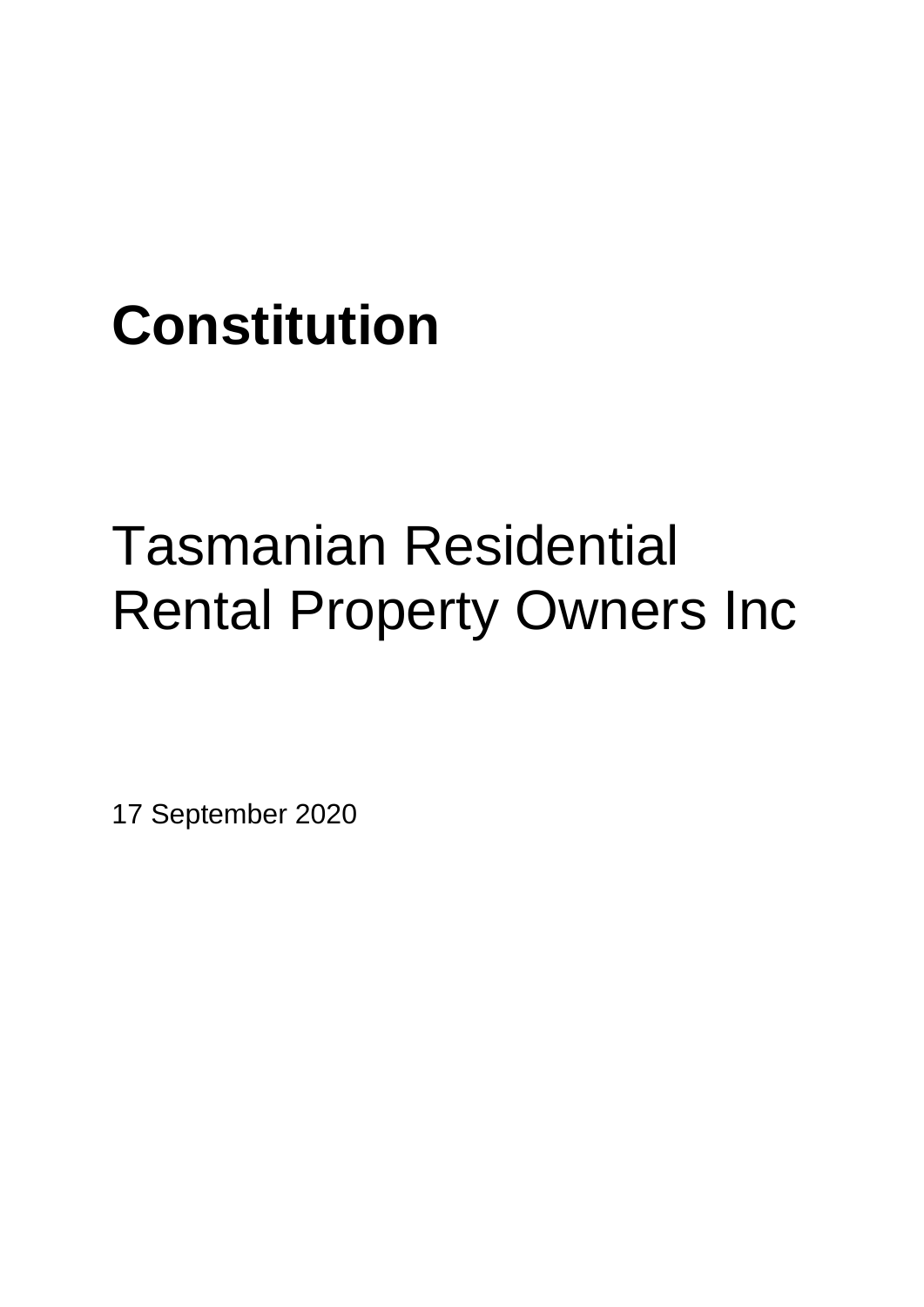# Constitution

## Tasmanian Residential Rental Property Owners Inc

17 September 2020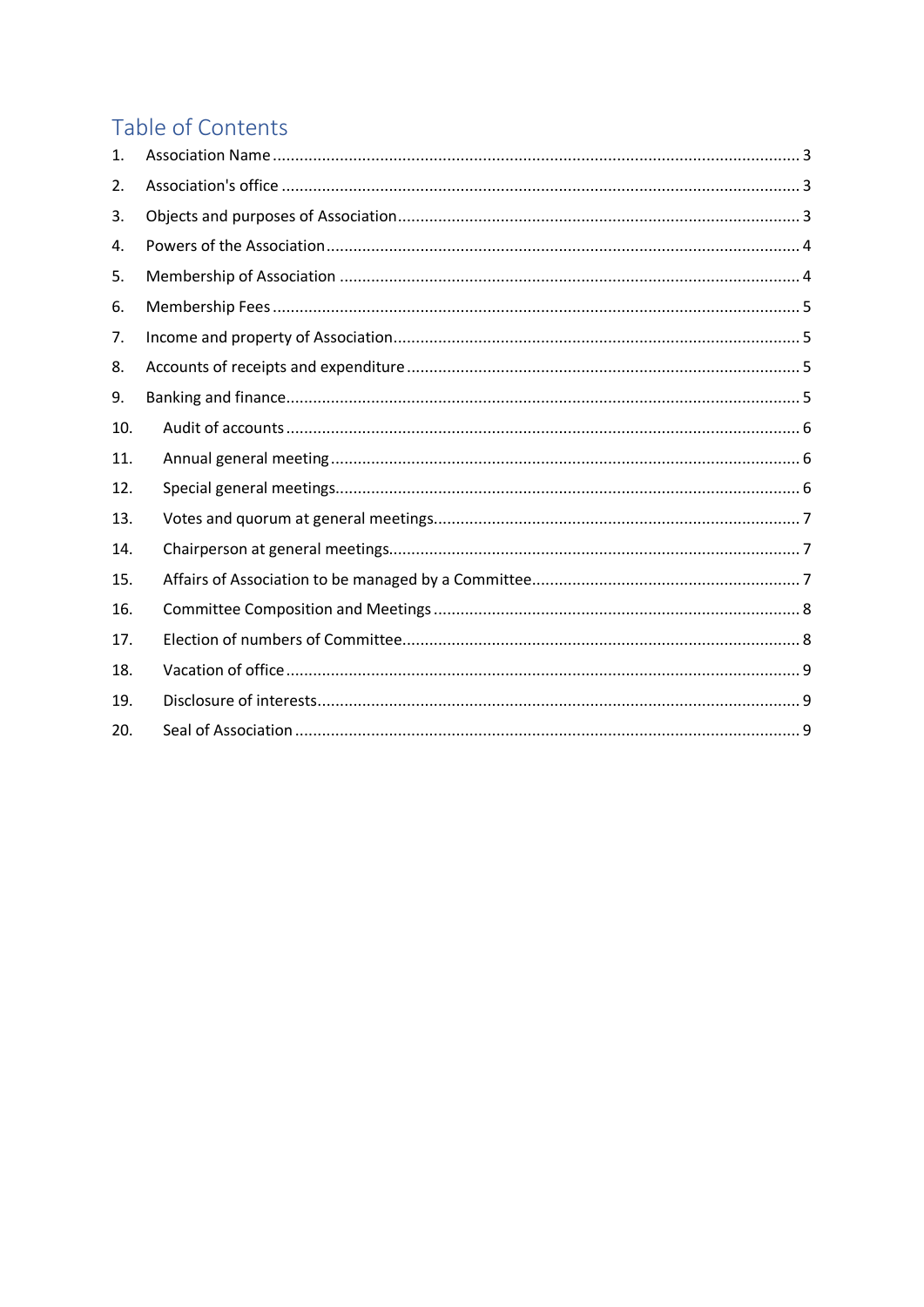# Table of Contents

1. Association Name ........ 3
2. Association's office ........ 3
3. Objects and purposes of Association ........ 3
4. Powers of the Association ........ 4
5. Membership of Association ........ 4
6. Membership Fees ........ 5
7. Income and property of Association ........ 5
8. Accounts of receipts and expenditure ........ 5
9. Banking and finance ........ 5
10. Audit of accounts ........ 6
11. Annual general meeting ........ 6
12. Special general meetings ........ 6
13. Votes and quorum at general meetings ........ 7
14. Chairperson at general meetings ........ 7
15. Affairs of Association to be managed by a Committee ........ 7
16. Committee Composition and Meetings ........ 8
17. Election of numbers of Committee ........ 8
18. Vacation of office ........ 9
19. Disclosure of interests ........ 9
20. Seal of Association ........ 9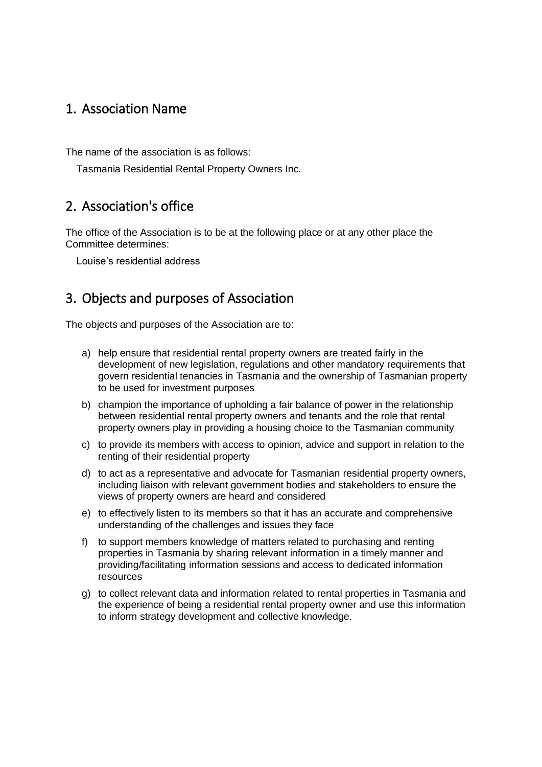## 1. Association Name

The name of the association is as follows:

Tasmania Residential Rental Property Owners Inc.

## 2. Association's office

The office of the Association is to be at the following place or at any other place the Committee determines:

Louise's residential address

## 3. Objects and purposes of Association

The objects and purposes of the Association are to:

a) help ensure that residential rental property owners are treated fairly in the development of new legislation, regulations and other mandatory requirements that govern residential tenancies in Tasmania and the ownership of Tasmanian property to be used for investment purposes

b) champion the importance of upholding a fair balance of power in the relationship between residential rental property owners and tenants and the role that rental property owners play in providing a housing choice to the Tasmanian community

c) to provide its members with access to opinion, advice and support in relation to the renting of their residential property

d) to act as a representative and advocate for Tasmanian residential property owners, including liaison with relevant government bodies and stakeholders to ensure the views of property owners are heard and considered

e) to effectively listen to its members so that it has an accurate and comprehensive understanding of the challenges and issues they face

f) to support members knowledge of matters related to purchasing and renting properties in Tasmania by sharing relevant information in a timely manner and providing/facilitating information sessions and access to dedicated information resources

g) to collect relevant data and information related to rental properties in Tasmania and the experience of being a residential rental property owner and use this information to inform strategy development and collective knowledge.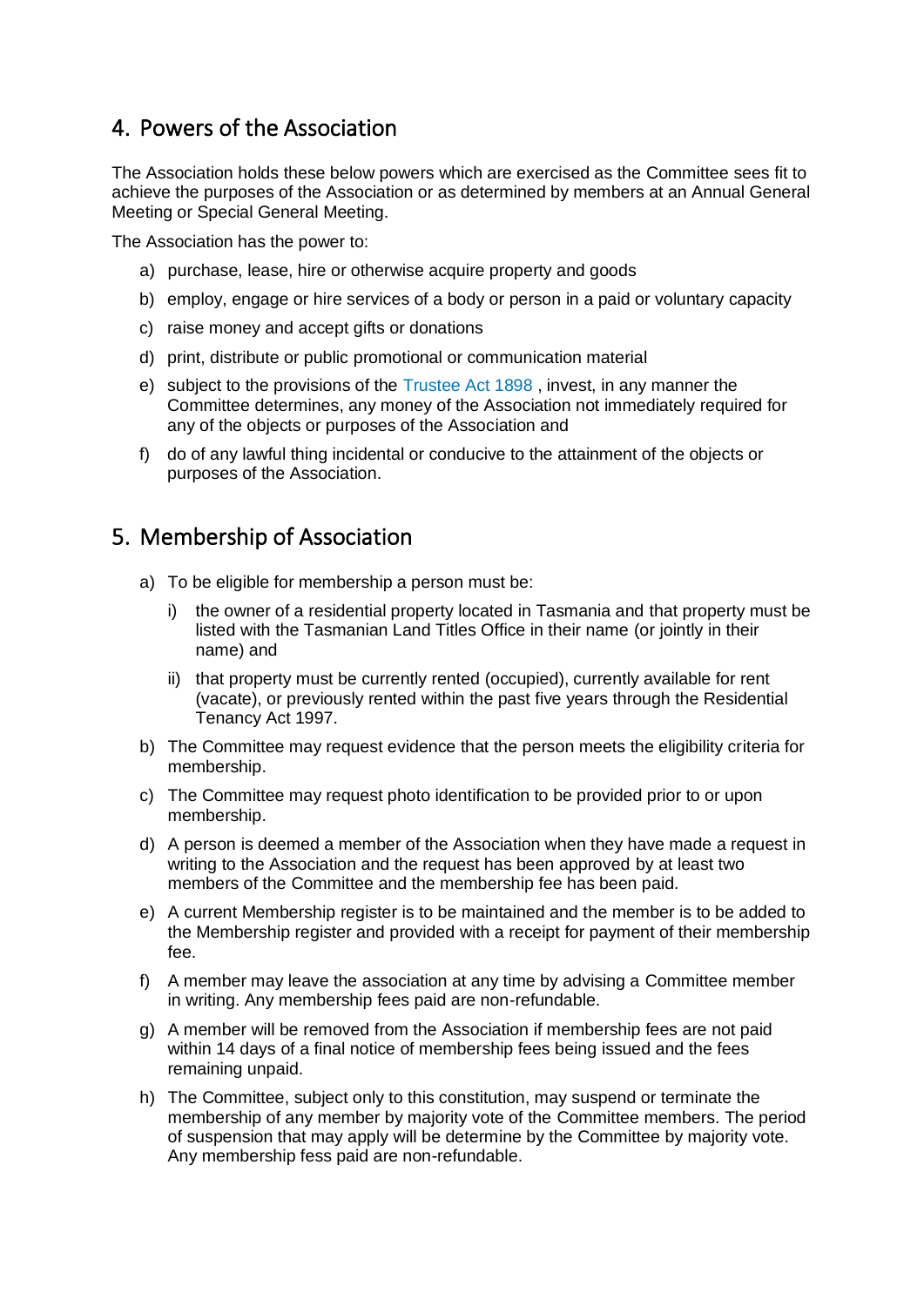## 4. Powers of the Association

The Association holds these below powers which are exercised as the Committee sees fit to achieve the purposes of the Association or as determined by members at an Annual General Meeting or Special General Meeting.

The Association has the power to:

a) purchase, lease, hire or otherwise acquire property and goods

b) employ, engage or hire services of a body or person in a paid or voluntary capacity

c) raise money and accept gifts or donations

d) print, distribute or public promotional or communication material

e) subject to the provisions of the Trustee Act 1898 , invest, in any manner the Committee determines, any money of the Association not immediately required for any of the objects or purposes of the Association and

f) do of any lawful thing incidental or conducive to the attainment of the objects or purposes of the Association.

## 5. Membership of Association

a) To be eligible for membership a person must be:

   i) the owner of a residential property located in Tasmania and that property must be listed with the Tasmanian Land Titles Office in their name (or jointly in their name) and

   ii) that property must be currently rented (occupied), currently available for rent (vacate), or previously rented within the past five years through the Residential Tenancy Act 1997.

b) The Committee may request evidence that the person meets the eligibility criteria for membership.

c) The Committee may request photo identification to be provided prior to or upon membership.

d) A person is deemed a member of the Association when they have made a request in writing to the Association and the request has been approved by at least two members of the Committee and the membership fee has been paid.

e) A current Membership register is to be maintained and the member is to be added to the Membership register and provided with a receipt for payment of their membership fee.

f) A member may leave the association at any time by advising a Committee member in writing. Any membership fees paid are non-refundable.

g) A member will be removed from the Association if membership fees are not paid within 14 days of a final notice of membership fees being issued and the fees remaining unpaid.

h) The Committee, subject only to this constitution, may suspend or terminate the membership of any member by majority vote of the Committee members. The period of suspension that may apply will be determine by the Committee by majority vote. Any membership fess paid are non-refundable.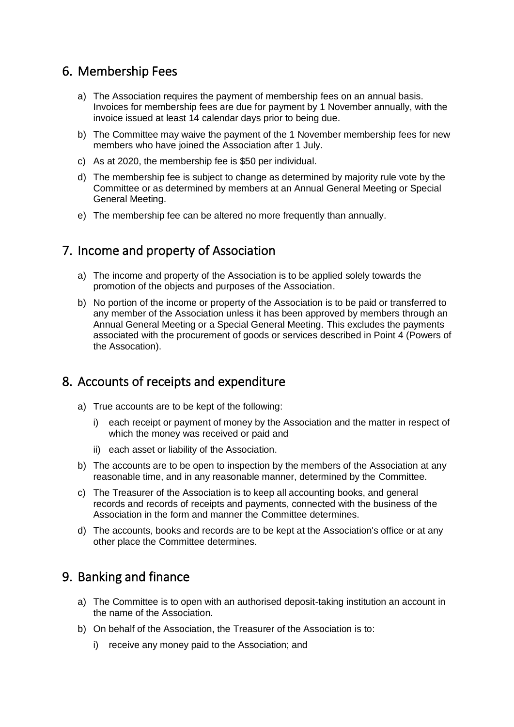## 6. Membership Fees

a) The Association requires the payment of membership fees on an annual basis. Invoices for membership fees are due for payment by 1 November annually, with the invoice issued at least 14 calendar days prior to being due.

b) The Committee may waive the payment of the 1 November membership fees for new members who have joined the Association after 1 July.

c) As at 2020, the membership fee is $50 per individual.

d) The membership fee is subject to change as determined by majority rule vote by the Committee or as determined by members at an Annual General Meeting or Special General Meeting.

e) The membership fee can be altered no more frequently than annually.

## 7. Income and property of Association

a) The income and property of the Association is to be applied solely towards the promotion of the objects and purposes of the Association.

b) No portion of the income or property of the Association is to be paid or transferred to any member of the Association unless it has been approved by members through an Annual General Meeting or a Special General Meeting. This excludes the payments associated with the procurement of goods or services described in Point 4 (Powers of the Assocation).

## 8. Accounts of receipts and expenditure

a) True accounts are to be kept of the following:

   i) each receipt or payment of money by the Association and the matter in respect of which the money was received or paid and

   ii) each asset or liability of the Association.

b) The accounts are to be open to inspection by the members of the Association at any reasonable time, and in any reasonable manner, determined by the Committee.

c) The Treasurer of the Association is to keep all accounting books, and general records and records of receipts and payments, connected with the business of the Association in the form and manner the Committee determines.

d) The accounts, books and records are to be kept at the Association's office or at any other place the Committee determines.

## 9. Banking and finance

a) The Committee is to open with an authorised deposit-taking institution an account in the name of the Association.

b) On behalf of the Association, the Treasurer of the Association is to:

   i) receive any money paid to the Association; and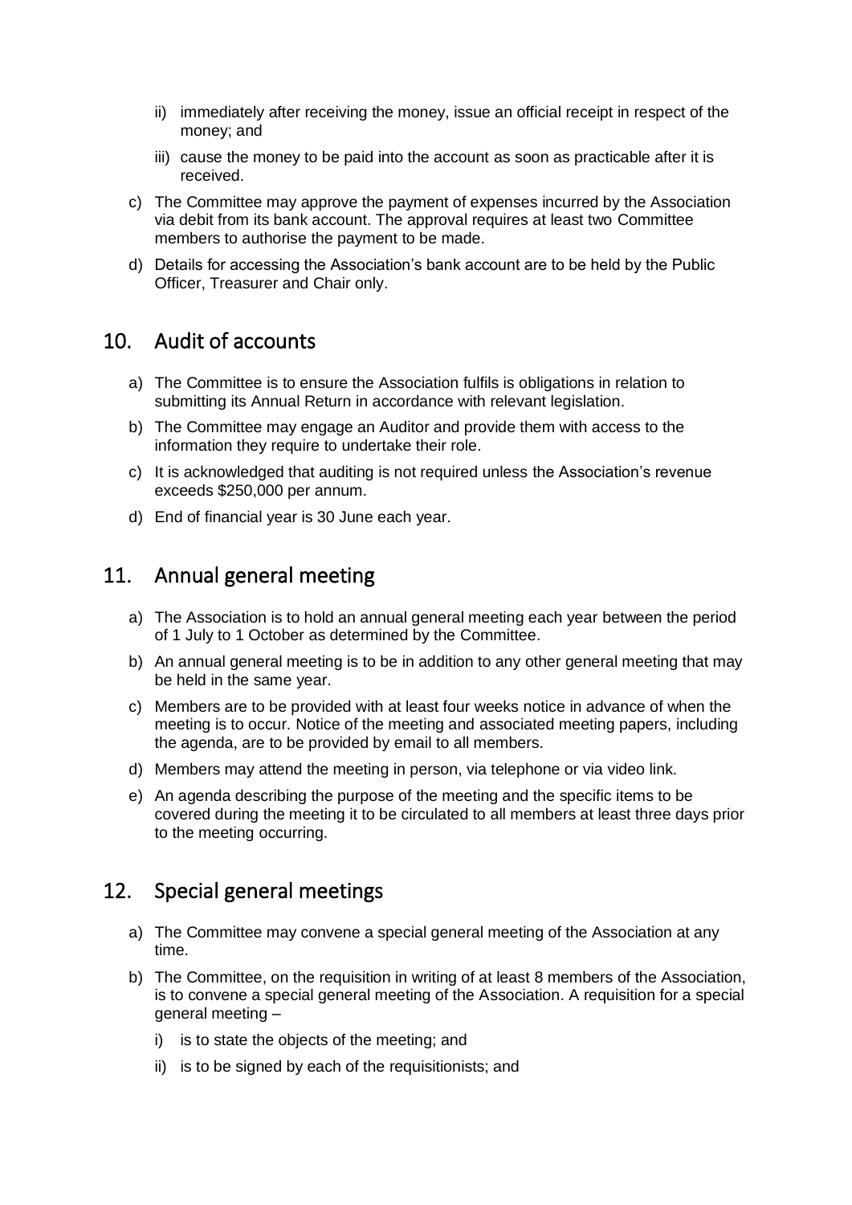ii) immediately after receiving the money, issue an official receipt in respect of the money; and

iii) cause the money to be paid into the account as soon as practicable after it is received.

c) The Committee may approve the payment of expenses incurred by the Association via debit from its bank account. The approval requires at least two Committee members to authorise the payment to be made.

d) Details for accessing the Association's bank account are to be held by the Public Officer, Treasurer and Chair only.

## 10. Audit of accounts

a) The Committee is to ensure the Association fulfils is obligations in relation to submitting its Annual Return in accordance with relevant legislation.

b) The Committee may engage an Auditor and provide them with access to the information they require to undertake their role.

c) It is acknowledged that auditing is not required unless the Association's revenue exceeds $250,000 per annum.

d) End of financial year is 30 June each year.

## 11. Annual general meeting

a) The Association is to hold an annual general meeting each year between the period of 1 July to 1 October as determined by the Committee.

b) An annual general meeting is to be in addition to any other general meeting that may be held in the same year.

c) Members are to be provided with at least four weeks notice in advance of when the meeting is to occur. Notice of the meeting and associated meeting papers, including the agenda, are to be provided by email to all members.

d) Members may attend the meeting in person, via telephone or via video link.

e) An agenda describing the purpose of the meeting and the specific items to be covered during the meeting it to be circulated to all members at least three days prior to the meeting occurring.

## 12. Special general meetings

a) The Committee may convene a special general meeting of the Association at any time.

b) The Committee, on the requisition in writing of at least 8 members of the Association, is to convene a special general meeting of the Association. A requisition for a special general meeting –

   i) is to state the objects of the meeting; and

   ii) is to be signed by each of the requisitionists; and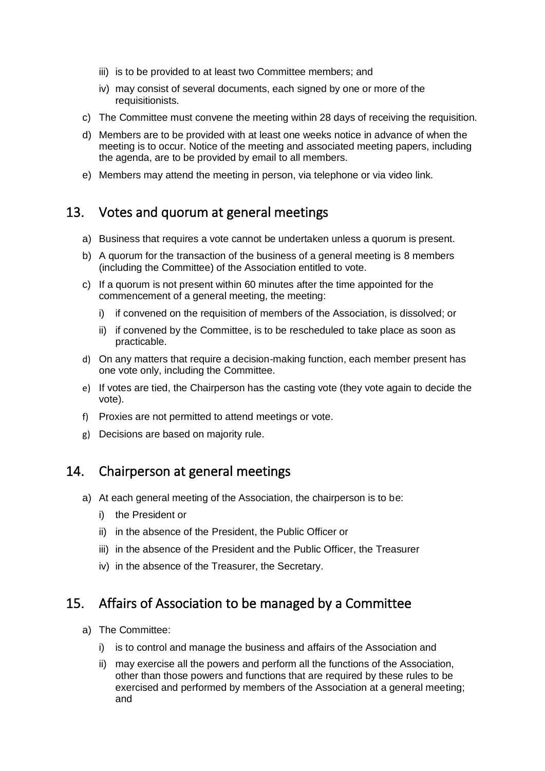iii) is to be provided to at least two Committee members; and

iv) may consist of several documents, each signed by one or more of the requisitionists.

c) The Committee must convene the meeting within 28 days of receiving the requisition.

d) Members are to be provided with at least one weeks notice in advance of when the meeting is to occur. Notice of the meeting and associated meeting papers, including the agenda, are to be provided by email to all members.

e) Members may attend the meeting in person, via telephone or via video link.

## 13. Votes and quorum at general meetings

a) Business that requires a vote cannot be undertaken unless a quorum is present.

b) A quorum for the transaction of the business of a general meeting is 8 members (including the Committee) of the Association entitled to vote.

c) If a quorum is not present within 60 minutes after the time appointed for the commencement of a general meeting, the meeting:

   i) if convened on the requisition of members of the Association, is dissolved; or

   ii) if convened by the Committee, is to be rescheduled to take place as soon as practicable.

d) On any matters that require a decision-making function, each member present has one vote only, including the Committee.

e) If votes are tied, the Chairperson has the casting vote (they vote again to decide the vote).

f) Proxies are not permitted to attend meetings or vote.

g) Decisions are based on majority rule.

## 14. Chairperson at general meetings

a) At each general meeting of the Association, the chairperson is to be:

   i) the President or

   ii) in the absence of the President, the Public Officer or

   iii) in the absence of the President and the Public Officer, the Treasurer

   iv) in the absence of the Treasurer, the Secretary.

## 15. Affairs of Association to be managed by a Committee

a) The Committee:

   i) is to control and manage the business and affairs of the Association and

   ii) may exercise all the powers and perform all the functions of the Association, other than those powers and functions that are required by these rules to be exercised and performed by members of the Association at a general meeting; and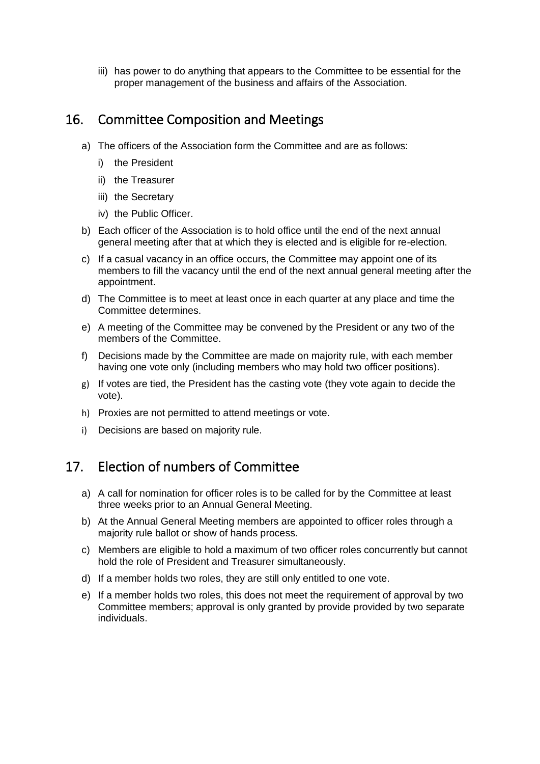iii) has power to do anything that appears to the Committee to be essential for the proper management of the business and affairs of the Association.

## 16. Committee Composition and Meetings

a) The officers of the Association form the Committee and are as follows:

   i) the President

   ii) the Treasurer

   iii) the Secretary

   iv) the Public Officer.

b) Each officer of the Association is to hold office until the end of the next annual general meeting after that at which they is elected and is eligible for re-election.

c) If a casual vacancy in an office occurs, the Committee may appoint one of its members to fill the vacancy until the end of the next annual general meeting after the appointment.

d) The Committee is to meet at least once in each quarter at any place and time the Committee determines.

e) A meeting of the Committee may be convened by the President or any two of the members of the Committee.

f) Decisions made by the Committee are made on majority rule, with each member having one vote only (including members who may hold two officer positions).

g) If votes are tied, the President has the casting vote (they vote again to decide the vote).

h) Proxies are not permitted to attend meetings or vote.

i) Decisions are based on majority rule.

## 17. Election of numbers of Committee

a) A call for nomination for officer roles is to be called for by the Committee at least three weeks prior to an Annual General Meeting.

b) At the Annual General Meeting members are appointed to officer roles through a majority rule ballot or show of hands process.

c) Members are eligible to hold a maximum of two officer roles concurrently but cannot hold the role of President and Treasurer simultaneously.

d) If a member holds two roles, they are still only entitled to one vote.

e) If a member holds two roles, this does not meet the requirement of approval by two Committee members; approval is only granted by provide provided by two separate individuals.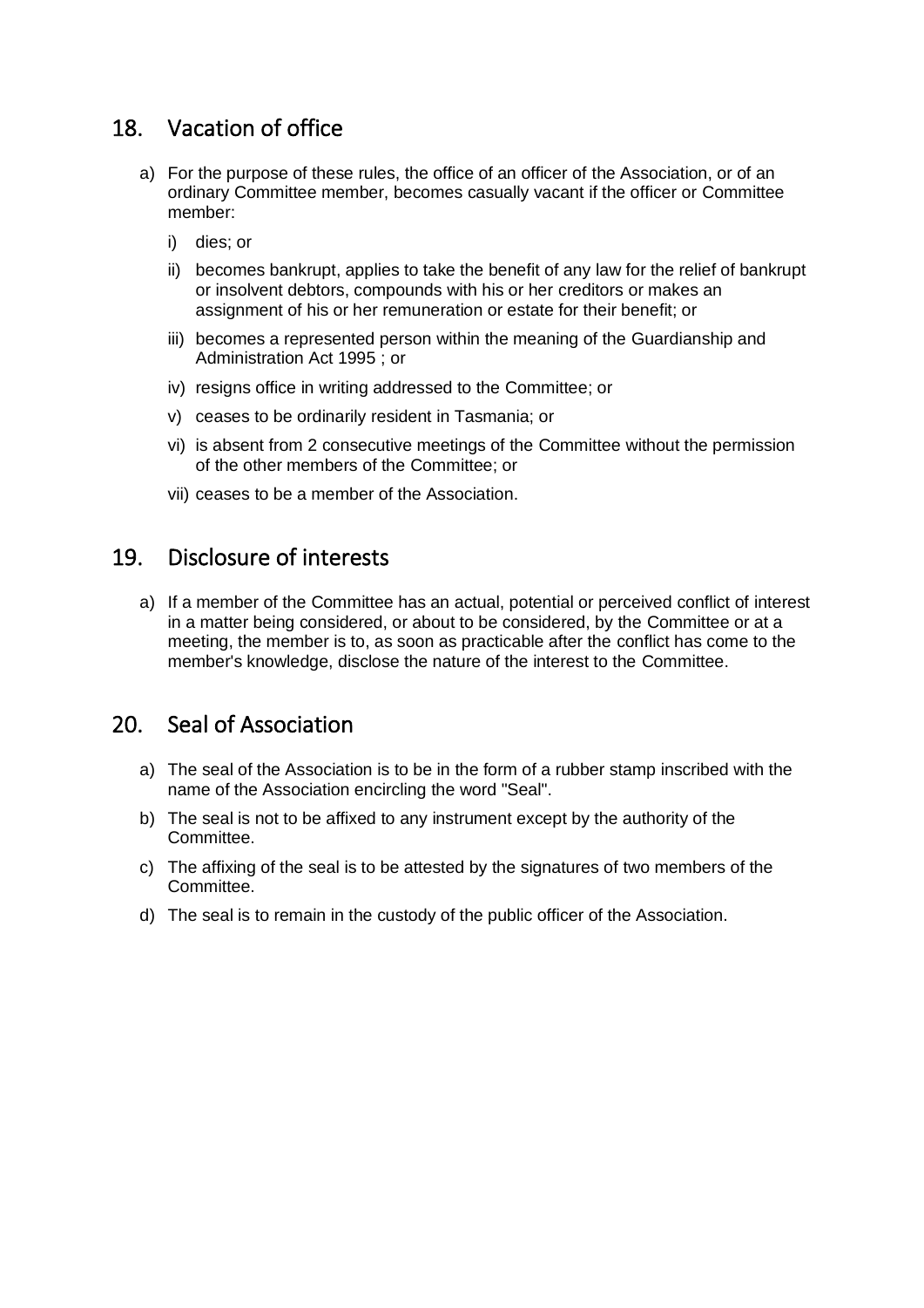## 18. Vacation of office

a) For the purpose of these rules, the office of an officer of the Association, or of an ordinary Committee member, becomes casually vacant if the officer or Committee member:

   i) dies; or

   ii) becomes bankrupt, applies to take the benefit of any law for the relief of bankrupt or insolvent debtors, compounds with his or her creditors or makes an assignment of his or her remuneration or estate for their benefit; or

   iii) becomes a represented person within the meaning of the Guardianship and Administration Act 1995 ; or

   iv) resigns office in writing addressed to the Committee; or

   v) ceases to be ordinarily resident in Tasmania; or

   vi) is absent from 2 consecutive meetings of the Committee without the permission of the other members of the Committee; or

   vii) ceases to be a member of the Association.

## 19. Disclosure of interests

a) If a member of the Committee has an actual, potential or perceived conflict of interest in a matter being considered, or about to be considered, by the Committee or at a meeting, the member is to, as soon as practicable after the conflict has come to the member's knowledge, disclose the nature of the interest to the Committee.

## 20. Seal of Association

a) The seal of the Association is to be in the form of a rubber stamp inscribed with the name of the Association encircling the word "Seal".

b) The seal is not to be affixed to any instrument except by the authority of the Committee.

c) The affixing of the seal is to be attested by the signatures of two members of the Committee.

d) The seal is to remain in the custody of the public officer of the Association.